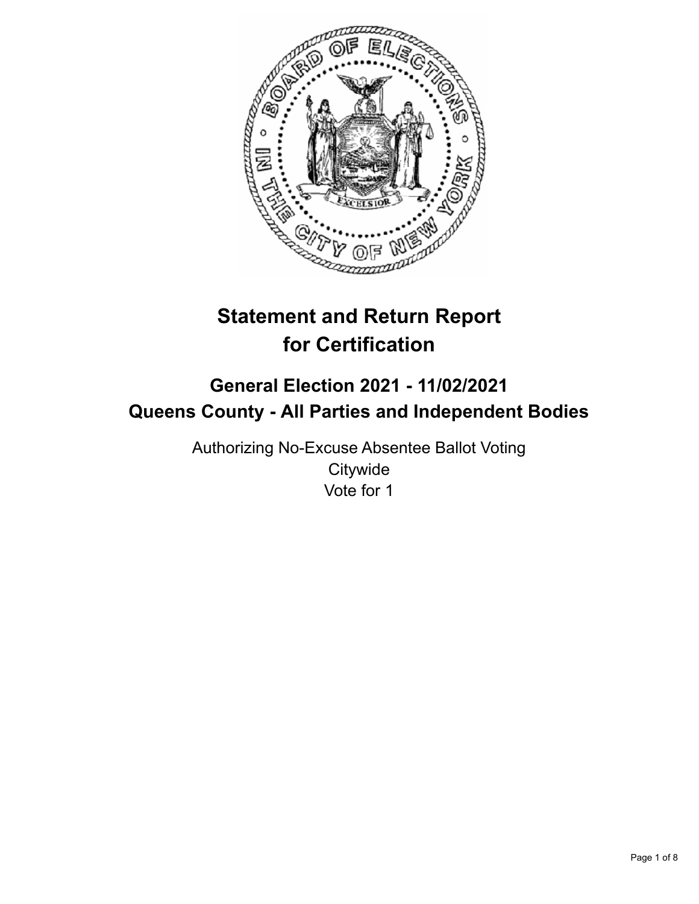# Statement and Return Report for Certification

## General Election 2021 - 11/02/2021
## Queens County - All Parties and Independent Bodies

Authorizing No-Excuse Absentee Ballot Voting
Citywide
Vote for 1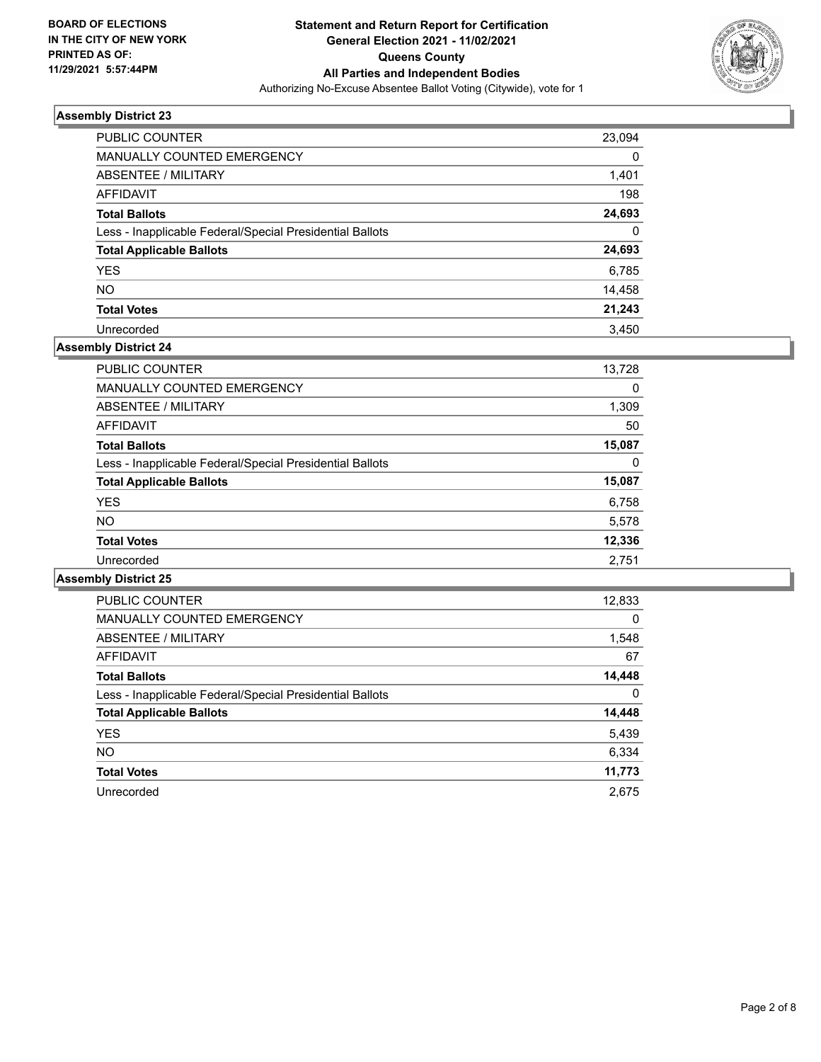**BOARD OF ELECTIONS IN THE CITY OF NEW YORK PRINTED AS OF: 11/29/2021 5:57:44PM**

**Statement and Return Report for Certification General Election 2021 - 11/02/2021 Queens County All Parties and Independent Bodies**
Authorizing No-Excuse Absentee Ballot Voting (Citywide), vote for 1

### Assembly District 23

| | |
|---|---|
| PUBLIC COUNTER | 23,094 |
| MANUALLY COUNTED EMERGENCY | 0 |
| ABSENTEE / MILITARY | 1,401 |
| AFFIDAVIT | 198 |
| **Total Ballots** | **24,693** |
| Less - Inapplicable Federal/Special Presidential Ballots | 0 |
| **Total Applicable Ballots** | **24,693** |
| YES | 6,785 |
| NO | 14,458 |
| **Total Votes** | **21,243** |
| Unrecorded | 3,450 |

### Assembly District 24

| | |
|---|---|
| PUBLIC COUNTER | 13,728 |
| MANUALLY COUNTED EMERGENCY | 0 |
| ABSENTEE / MILITARY | 1,309 |
| AFFIDAVIT | 50 |
| **Total Ballots** | **15,087** |
| Less - Inapplicable Federal/Special Presidential Ballots | 0 |
| **Total Applicable Ballots** | **15,087** |
| YES | 6,758 |
| NO | 5,578 |
| **Total Votes** | **12,336** |
| Unrecorded | 2,751 |

### Assembly District 25

| | |
|---|---|
| PUBLIC COUNTER | 12,833 |
| MANUALLY COUNTED EMERGENCY | 0 |
| ABSENTEE / MILITARY | 1,548 |
| AFFIDAVIT | 67 |
| **Total Ballots** | **14,448** |
| Less - Inapplicable Federal/Special Presidential Ballots | 0 |
| **Total Applicable Ballots** | **14,448** |
| YES | 5,439 |
| NO | 6,334 |
| **Total Votes** | **11,773** |
| Unrecorded | 2,675 |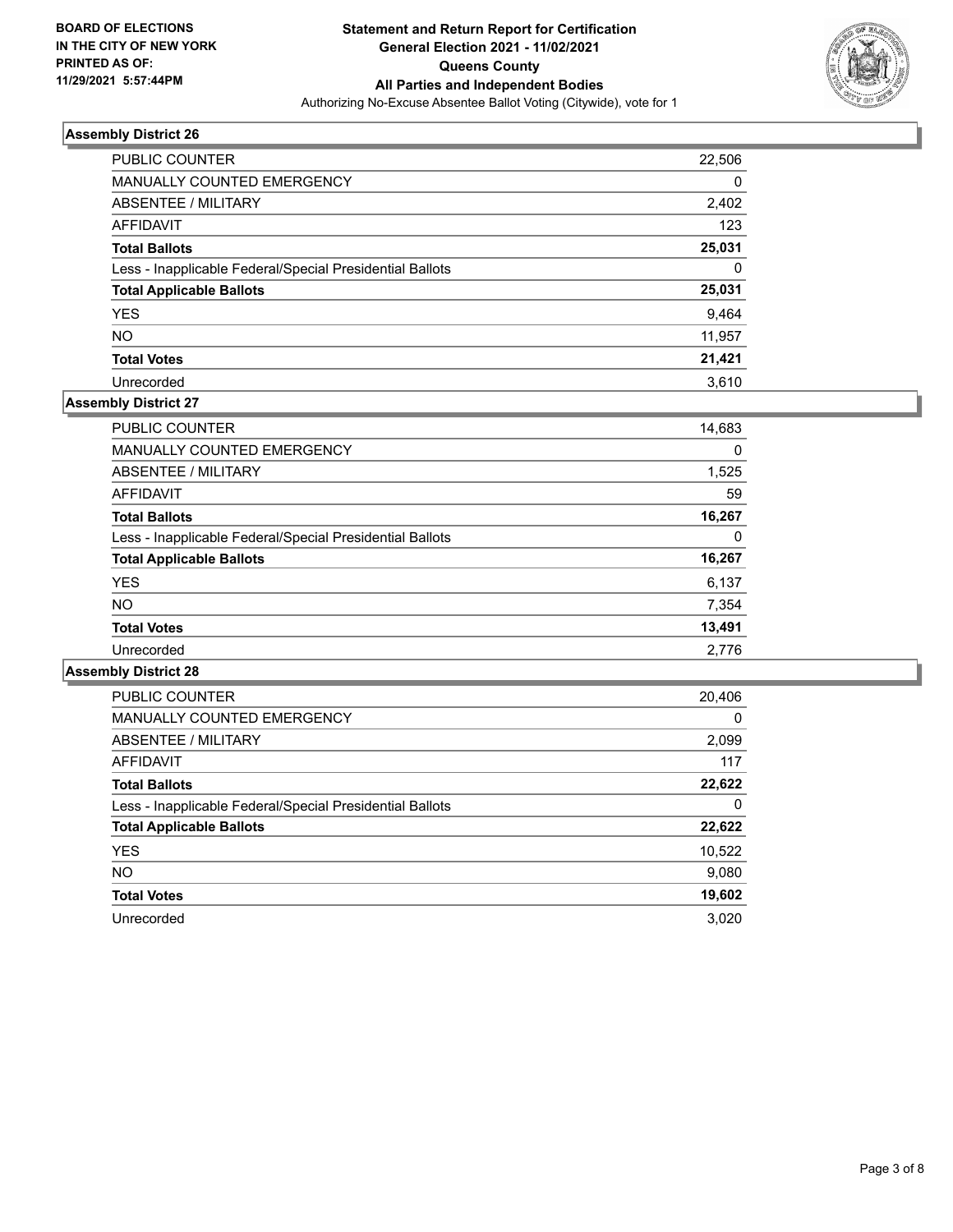**BOARD OF ELECTIONS IN THE CITY OF NEW YORK PRINTED AS OF: 11/29/2021 5:57:44PM**

# Statement and Return Report for Certification
## General Election 2021 - 11/02/2021
## Queens County
## All Parties and Independent Bodies

Authorizing No-Excuse Absentee Ballot Voting (Citywide), vote for 1

### Assembly District 26

| | |
|---|---|
| PUBLIC COUNTER | 22,506 |
| MANUALLY COUNTED EMERGENCY | 0 |
| ABSENTEE / MILITARY | 2,402 |
| AFFIDAVIT | 123 |
| **Total Ballots** | **25,031** |
| Less - Inapplicable Federal/Special Presidential Ballots | 0 |
| **Total Applicable Ballots** | **25,031** |
| YES | 9,464 |
| NO | 11,957 |
| **Total Votes** | **21,421** |
| Unrecorded | 3,610 |

### Assembly District 27

| | |
|---|---|
| PUBLIC COUNTER | 14,683 |
| MANUALLY COUNTED EMERGENCY | 0 |
| ABSENTEE / MILITARY | 1,525 |
| AFFIDAVIT | 59 |
| **Total Ballots** | **16,267** |
| Less - Inapplicable Federal/Special Presidential Ballots | 0 |
| **Total Applicable Ballots** | **16,267** |
| YES | 6,137 |
| NO | 7,354 |
| **Total Votes** | **13,491** |
| Unrecorded | 2,776 |

### Assembly District 28

| | |
|---|---|
| PUBLIC COUNTER | 20,406 |
| MANUALLY COUNTED EMERGENCY | 0 |
| ABSENTEE / MILITARY | 2,099 |
| AFFIDAVIT | 117 |
| **Total Ballots** | **22,622** |
| Less - Inapplicable Federal/Special Presidential Ballots | 0 |
| **Total Applicable Ballots** | **22,622** |
| YES | 10,522 |
| NO | 9,080 |
| **Total Votes** | **19,602** |
| Unrecorded | 3,020 |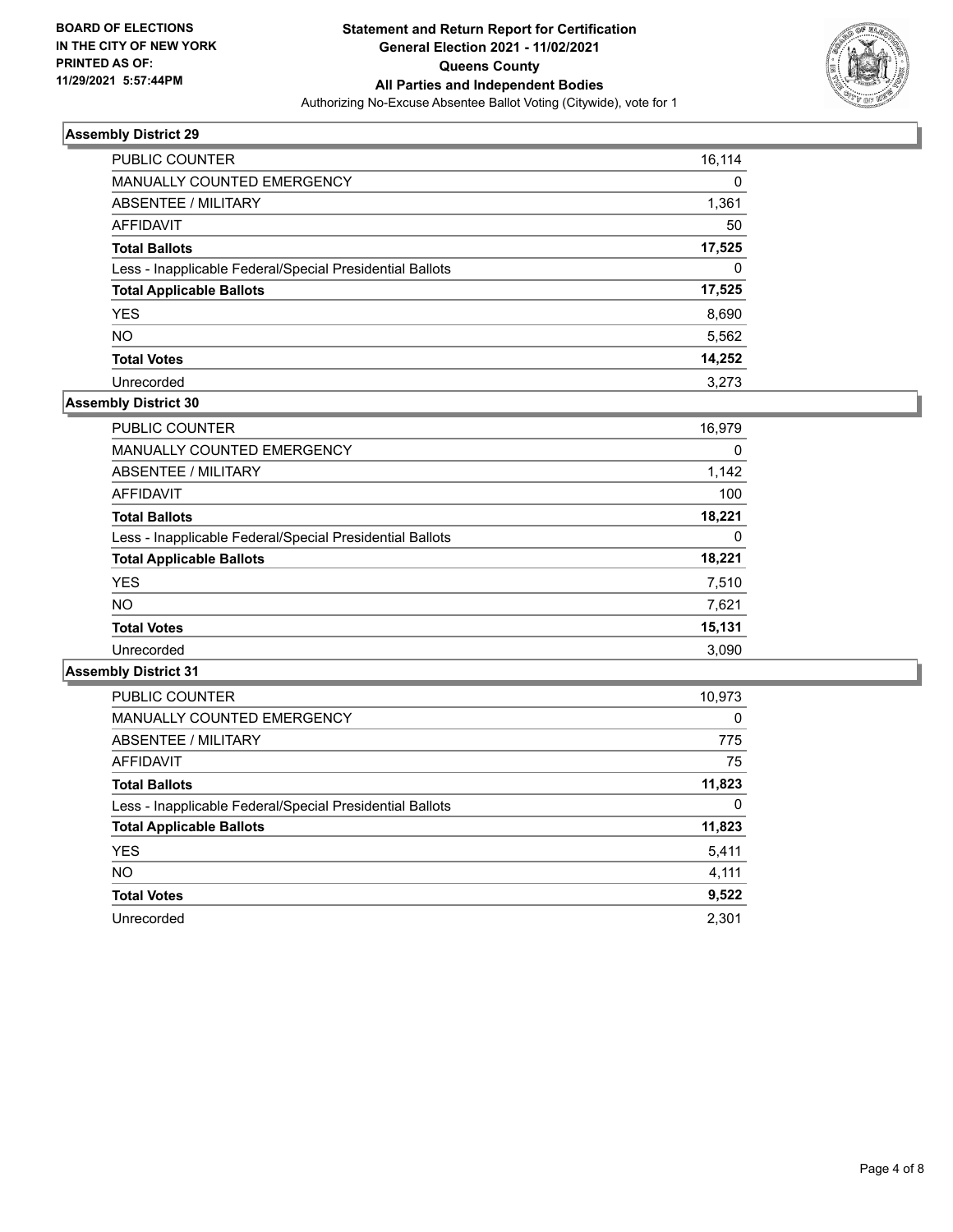**BOARD OF ELECTIONS IN THE CITY OF NEW YORK PRINTED AS OF: 11/29/2021 5:57:44PM**

# Statement and Return Report for Certification
## General Election 2021 - 11/02/2021
## Queens County
## All Parties and Independent Bodies
Authorizing No-Excuse Absentee Ballot Voting (Citywide), vote for 1

### Assembly District 29

| | |
|---|---|
| PUBLIC COUNTER | 16,114 |
| MANUALLY COUNTED EMERGENCY | 0 |
| ABSENTEE / MILITARY | 1,361 |
| AFFIDAVIT | 50 |
| **Total Ballots** | **17,525** |
| Less - Inapplicable Federal/Special Presidential Ballots | 0 |
| **Total Applicable Ballots** | **17,525** |
| YES | 8,690 |
| NO | 5,562 |
| **Total Votes** | **14,252** |
| Unrecorded | 3,273 |

### Assembly District 30

| | |
|---|---|
| PUBLIC COUNTER | 16,979 |
| MANUALLY COUNTED EMERGENCY | 0 |
| ABSENTEE / MILITARY | 1,142 |
| AFFIDAVIT | 100 |
| **Total Ballots** | **18,221** |
| Less - Inapplicable Federal/Special Presidential Ballots | 0 |
| **Total Applicable Ballots** | **18,221** |
| YES | 7,510 |
| NO | 7,621 |
| **Total Votes** | **15,131** |
| Unrecorded | 3,090 |

### Assembly District 31

| | |
|---|---|
| PUBLIC COUNTER | 10,973 |
| MANUALLY COUNTED EMERGENCY | 0 |
| ABSENTEE / MILITARY | 775 |
| AFFIDAVIT | 75 |
| **Total Ballots** | **11,823** |
| Less - Inapplicable Federal/Special Presidential Ballots | 0 |
| **Total Applicable Ballots** | **11,823** |
| YES | 5,411 |
| NO | 4,111 |
| **Total Votes** | **9,522** |
| Unrecorded | 2,301 |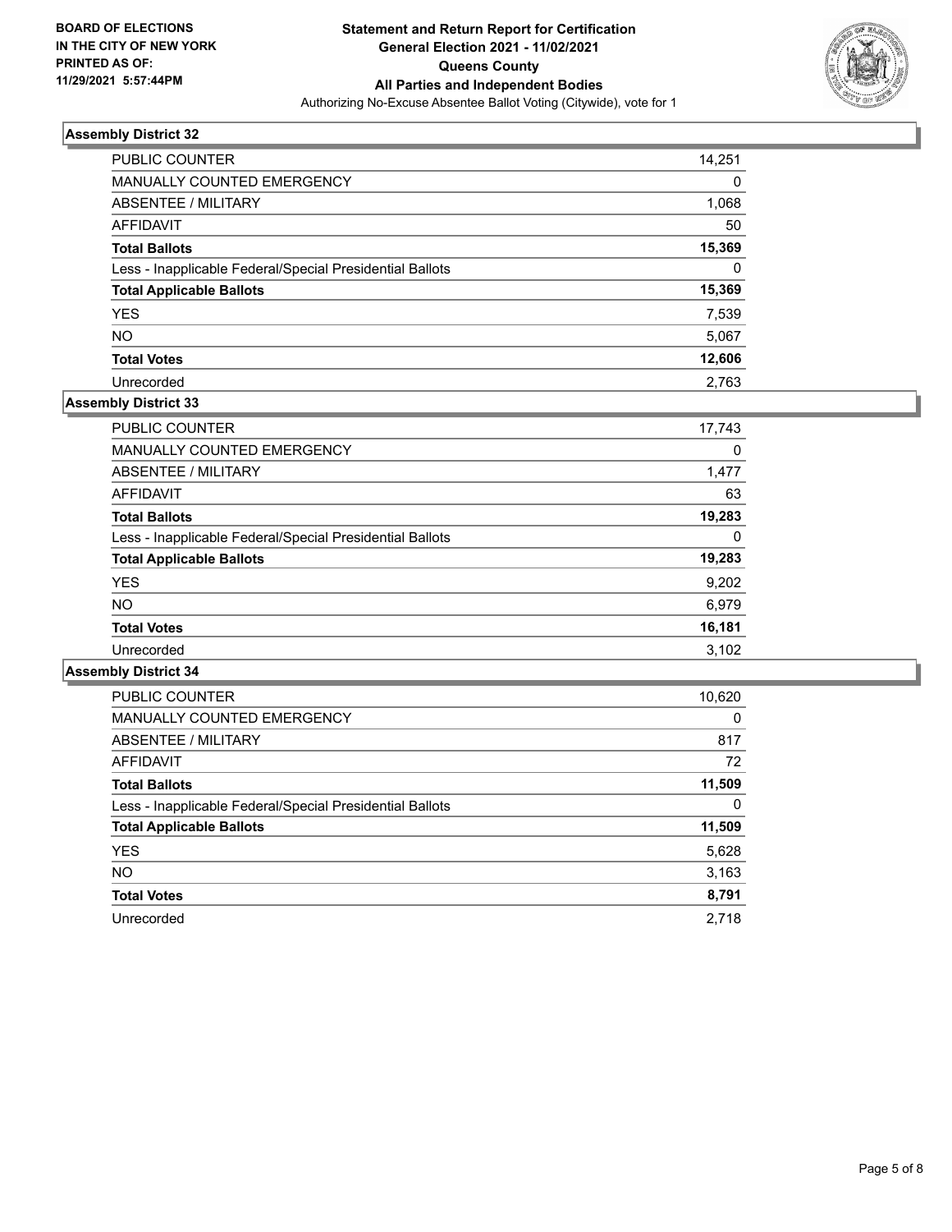BOARD OF ELECTIONS
IN THE CITY OF NEW YORK
PRINTED AS OF:
11/29/2021 5:57:44PM

**Statement and Return Report for Certification**
**General Election 2021 - 11/02/2021**
**Queens County**
**All Parties and Independent Bodies**
Authorizing No-Excuse Absentee Ballot Voting (Citywide), vote for 1

### Assembly District 32

| | |
|---|---|
| PUBLIC COUNTER | 14,251 |
| MANUALLY COUNTED EMERGENCY | 0 |
| ABSENTEE / MILITARY | 1,068 |
| AFFIDAVIT | 50 |
| **Total Ballots** | **15,369** |
| Less - Inapplicable Federal/Special Presidential Ballots | 0 |
| **Total Applicable Ballots** | **15,369** |
| YES | 7,539 |
| NO | 5,067 |
| **Total Votes** | **12,606** |
| Unrecorded | 2,763 |

### Assembly District 33

| | |
|---|---|
| PUBLIC COUNTER | 17,743 |
| MANUALLY COUNTED EMERGENCY | 0 |
| ABSENTEE / MILITARY | 1,477 |
| AFFIDAVIT | 63 |
| **Total Ballots** | **19,283** |
| Less - Inapplicable Federal/Special Presidential Ballots | 0 |
| **Total Applicable Ballots** | **19,283** |
| YES | 9,202 |
| NO | 6,979 |
| **Total Votes** | **16,181** |
| Unrecorded | 3,102 |

### Assembly District 34

| | |
|---|---|
| PUBLIC COUNTER | 10,620 |
| MANUALLY COUNTED EMERGENCY | 0 |
| ABSENTEE / MILITARY | 817 |
| AFFIDAVIT | 72 |
| **Total Ballots** | **11,509** |
| Less - Inapplicable Federal/Special Presidential Ballots | 0 |
| **Total Applicable Ballots** | **11,509** |
| YES | 5,628 |
| NO | 3,163 |
| **Total Votes** | **8,791** |
| Unrecorded | 2,718 |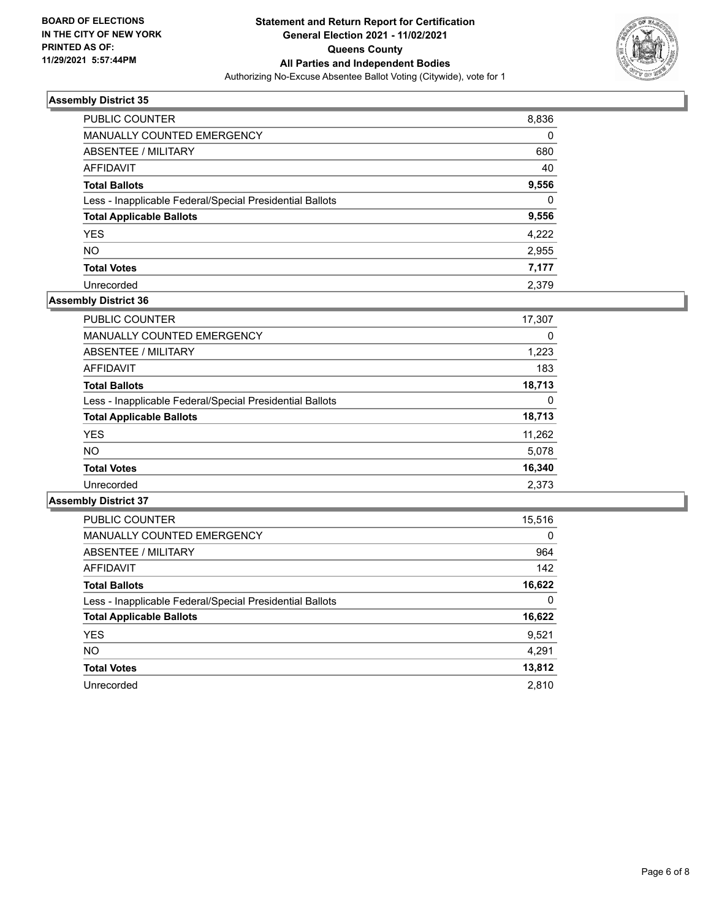BOARD OF ELECTIONS
IN THE CITY OF NEW YORK
PRINTED AS OF:
11/29/2021 5:57:44PM

**Statement and Return Report for Certification**
**General Election 2021 - 11/02/2021**
**Queens County**
**All Parties and Independent Bodies**
Authorizing No-Excuse Absentee Ballot Voting (Citywide), vote for 1

### Assembly District 35

| | |
|---|---|
| PUBLIC COUNTER | 8,836 |
| MANUALLY COUNTED EMERGENCY | 0 |
| ABSENTEE / MILITARY | 680 |
| AFFIDAVIT | 40 |
| **Total Ballots** | **9,556** |
| Less - Inapplicable Federal/Special Presidential Ballots | 0 |
| **Total Applicable Ballots** | **9,556** |
| YES | 4,222 |
| NO | 2,955 |
| **Total Votes** | **7,177** |
| Unrecorded | 2,379 |

### Assembly District 36

| | |
|---|---|
| PUBLIC COUNTER | 17,307 |
| MANUALLY COUNTED EMERGENCY | 0 |
| ABSENTEE / MILITARY | 1,223 |
| AFFIDAVIT | 183 |
| **Total Ballots** | **18,713** |
| Less - Inapplicable Federal/Special Presidential Ballots | 0 |
| **Total Applicable Ballots** | **18,713** |
| YES | 11,262 |
| NO | 5,078 |
| **Total Votes** | **16,340** |
| Unrecorded | 2,373 |

### Assembly District 37

| | |
|---|---|
| PUBLIC COUNTER | 15,516 |
| MANUALLY COUNTED EMERGENCY | 0 |
| ABSENTEE / MILITARY | 964 |
| AFFIDAVIT | 142 |
| **Total Ballots** | **16,622** |
| Less - Inapplicable Federal/Special Presidential Ballots | 0 |
| **Total Applicable Ballots** | **16,622** |
| YES | 9,521 |
| NO | 4,291 |
| **Total Votes** | **13,812** |
| Unrecorded | 2,810 |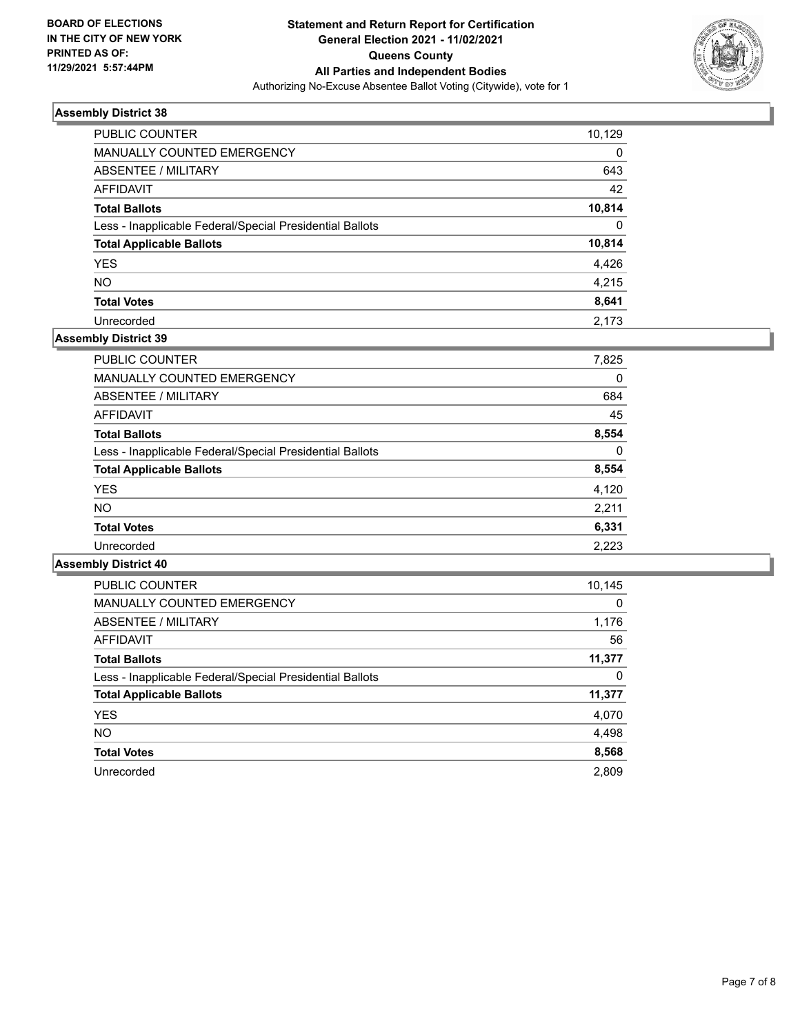**BOARD OF ELECTIONS IN THE CITY OF NEW YORK PRINTED AS OF: 11/29/2021 5:57:44PM**

**Statement and Return Report for Certification General Election 2021 - 11/02/2021 Queens County All Parties and Independent Bodies**

Authorizing No-Excuse Absentee Ballot Voting (Citywide), vote for 1

### Assembly District 38

| | |
|---|---|
| PUBLIC COUNTER | 10,129 |
| MANUALLY COUNTED EMERGENCY | 0 |
| ABSENTEE / MILITARY | 643 |
| AFFIDAVIT | 42 |
| **Total Ballots** | **10,814** |
| Less - Inapplicable Federal/Special Presidential Ballots | 0 |
| **Total Applicable Ballots** | **10,814** |
| YES | 4,426 |
| NO | 4,215 |
| **Total Votes** | **8,641** |
| Unrecorded | 2,173 |

### Assembly District 39

| | |
|---|---|
| PUBLIC COUNTER | 7,825 |
| MANUALLY COUNTED EMERGENCY | 0 |
| ABSENTEE / MILITARY | 684 |
| AFFIDAVIT | 45 |
| **Total Ballots** | **8,554** |
| Less - Inapplicable Federal/Special Presidential Ballots | 0 |
| **Total Applicable Ballots** | **8,554** |
| YES | 4,120 |
| NO | 2,211 |
| **Total Votes** | **6,331** |
| Unrecorded | 2,223 |

### Assembly District 40

| | |
|---|---|
| PUBLIC COUNTER | 10,145 |
| MANUALLY COUNTED EMERGENCY | 0 |
| ABSENTEE / MILITARY | 1,176 |
| AFFIDAVIT | 56 |
| **Total Ballots** | **11,377** |
| Less - Inapplicable Federal/Special Presidential Ballots | 0 |
| **Total Applicable Ballots** | **11,377** |
| YES | 4,070 |
| NO | 4,498 |
| **Total Votes** | **8,568** |
| Unrecorded | 2,809 |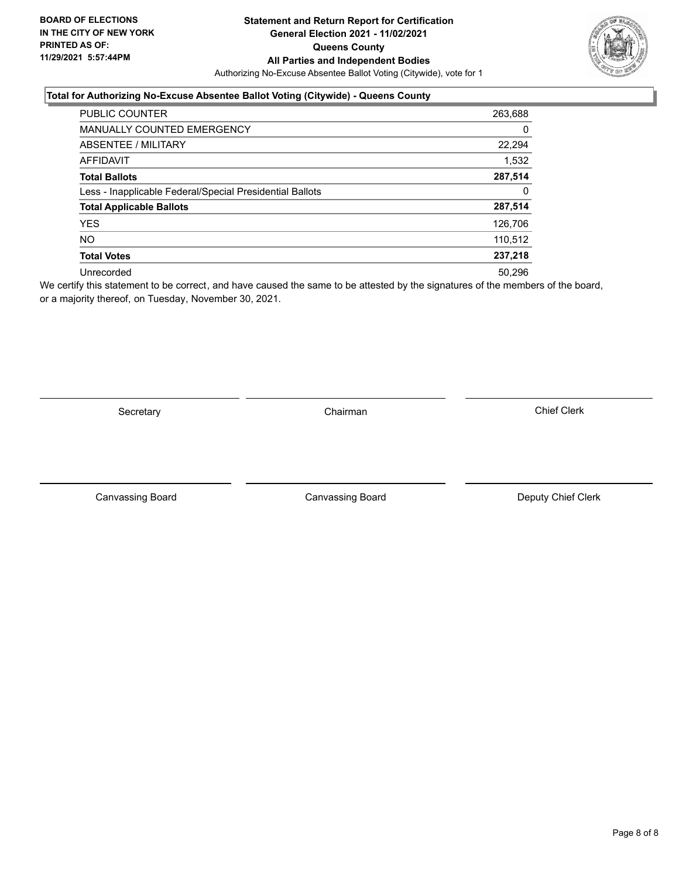**BOARD OF ELECTIONS IN THE CITY OF NEW YORK PRINTED AS OF: 11/29/2021 5:57:44PM**

**Statement and Return Report for Certification**
**General Election 2021 - 11/02/2021**
**Queens County**
**All Parties and Independent Bodies**
Authorizing No-Excuse Absentee Ballot Voting (Citywide), vote for 1

### Total for Authorizing No-Excuse Absentee Ballot Voting (Citywide) - Queens County

| | |
|---|---|
| PUBLIC COUNTER | 263,688 |
| MANUALLY COUNTED EMERGENCY | 0 |
| ABSENTEE / MILITARY | 22,294 |
| AFFIDAVIT | 1,532 |
| **Total Ballots** | **287,514** |
| Less - Inapplicable Federal/Special Presidential Ballots | 0 |
| **Total Applicable Ballots** | **287,514** |
| YES | 126,706 |
| NO | 110,512 |
| **Total Votes** | **237,218** |
| Unrecorded | 50,296 |

We certify this statement to be correct, and have caused the same to be attested by the signatures of the members of the board, or a majority thereof, on Tuesday, November 30, 2021.

Secretary

Chairman

Chief Clerk

Canvassing Board

Canvassing Board

Deputy Chief Clerk